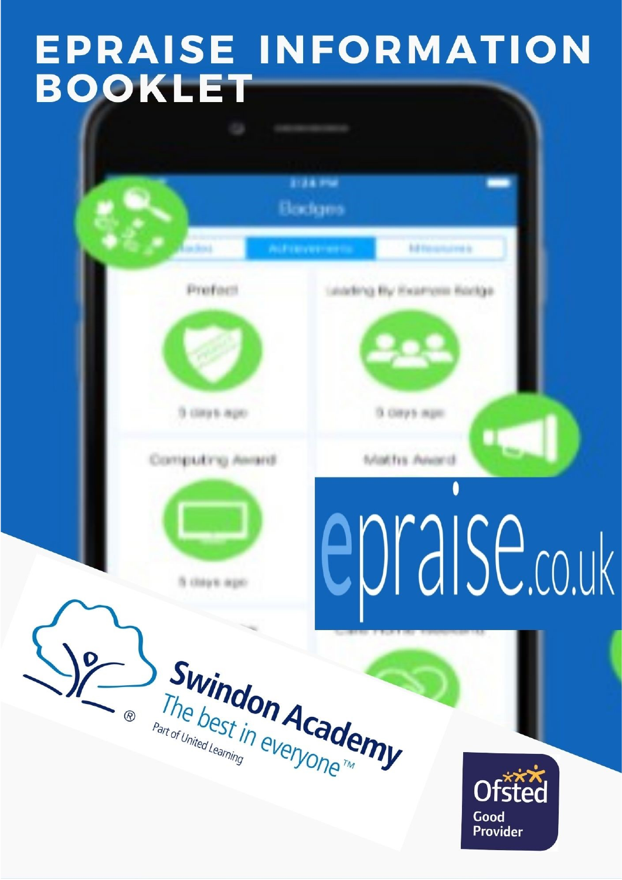# EPRAISE INFORMATION BOOKLET

epraise.co.uk

Swindon Academy
The best in everyone™
Part of United Learning

Ofsted
Good
Provider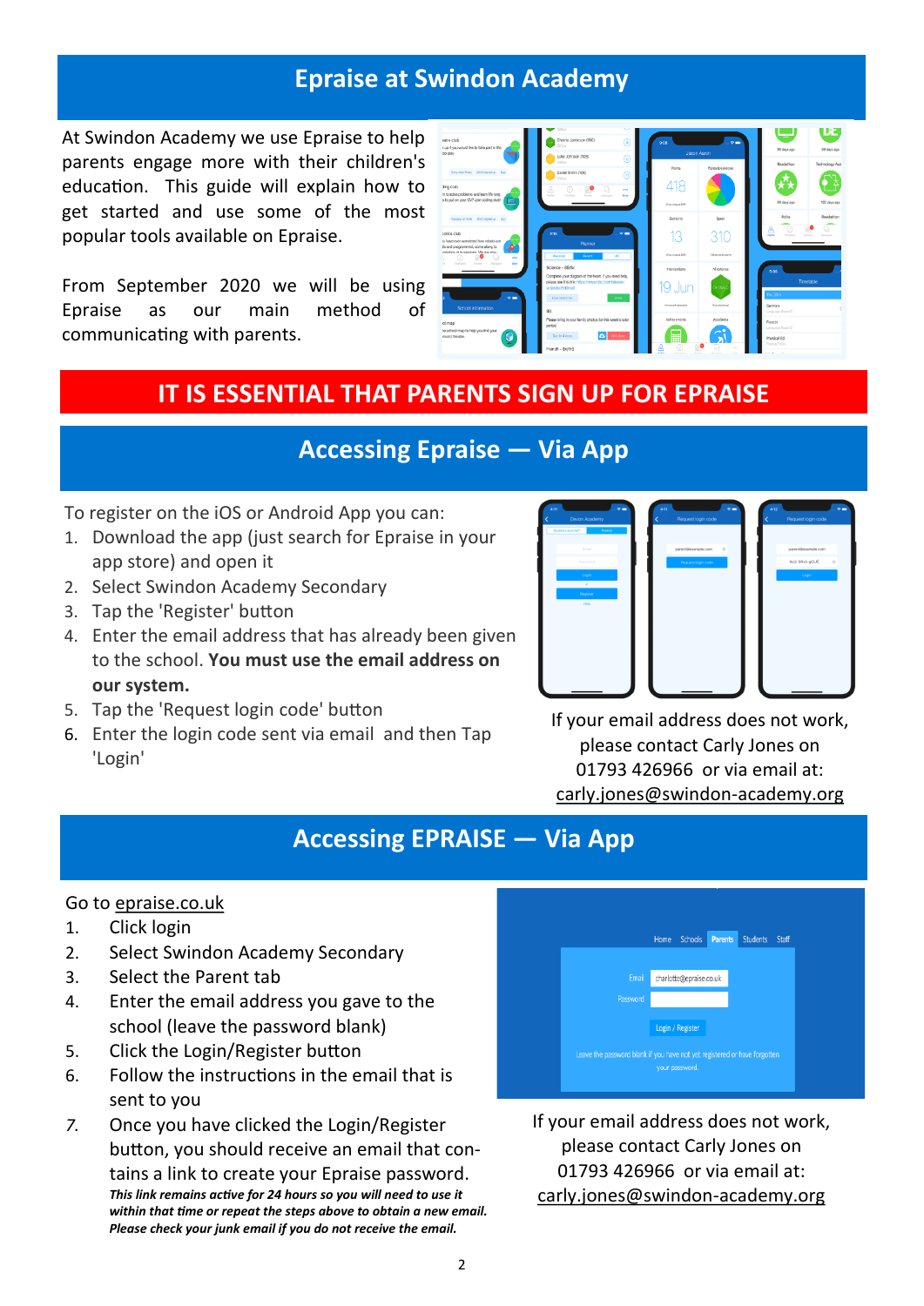## Epraise at Swindon Academy

At Swindon Academy we use Epraise to help parents engage more with their children's education. This guide will explain how to get started and use some of the most popular tools available on Epraise.

From September 2020 we will be using Epraise as our main method of communicating with parents.

## IT IS ESSENTIAL THAT PARENTS SIGN UP FOR EPRAISE

## Accessing Epraise — Via App

To register on the iOS or Android App you can:

1. Download the app (just search for Epraise in your app store) and open it
2. Select Swindon Academy Secondary
3. Tap the 'Register' button
4. Enter the email address that has already been given to the school. **You must use the email address on our system.**
5. Tap the 'Request login code' button
6. Enter the login code sent via email and then Tap 'Login'

If your email address does not work, please contact Carly Jones on 01793 426966 or via email at: carly.jones@swindon-academy.org

## Accessing EPRAISE — Via App

Go to epraise.co.uk

1. Click login
2. Select Swindon Academy Secondary
3. Select the Parent tab
4. Enter the email address you gave to the school (leave the password blank)
5. Click the Login/Register button
6. Follow the instructions in the email that is sent to you
7. Once you have clicked the Login/Register button, you should receive an email that contains a link to create your Epraise password. ***This link remains active for 24 hours so you will need to use it within that time or repeat the steps above to obtain a new email. Please check your junk email if you do not receive the email.***

If your email address does not work, please contact Carly Jones on 01793 426966 or via email at: carly.jones@swindon-academy.org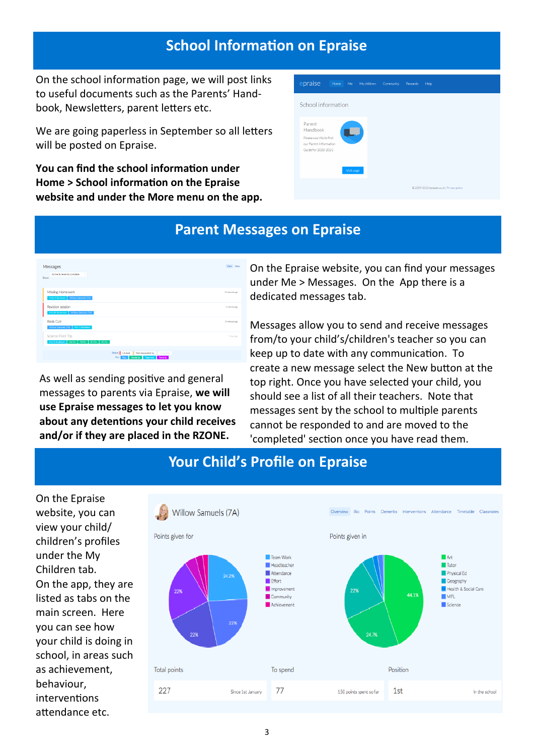## School Information on Epraise

On the school information page, we will post links to useful documents such as the Parents' Handbook, Newsletters, parent letters etc.

We are going paperless in September so all letters will be posted on Epraise.

**You can find the school information under Home > School information on the Epraise website and under the More menu on the app.**

## Parent Messages on Epraise

On the Epraise website, you can find your messages under Me > Messages. On the App there is a dedicated messages tab.

Messages allow you to send and receive messages from/to your child's/children's teacher so you can keep up to date with any communication. To create a new message select the New button at the top right. Once you have selected your child, you should see a list of all their teachers. Note that messages sent by the school to multiple parents cannot be responded to and are moved to the 'completed' section once you have read them.

As well as sending positive and general messages to parents via Epraise, **we will use Epraise messages to let you know about any detentions your child receives and/or if they are placed in the RZONE.**

## Your Child's Profile on Epraise

On the Epraise website, you can view your child/children's profiles under the My Children tab. On the app, they are listed as tabs on the main screen. Here you can see how your child is doing in school, in areas such as achievement, behaviour, interventions attendance etc.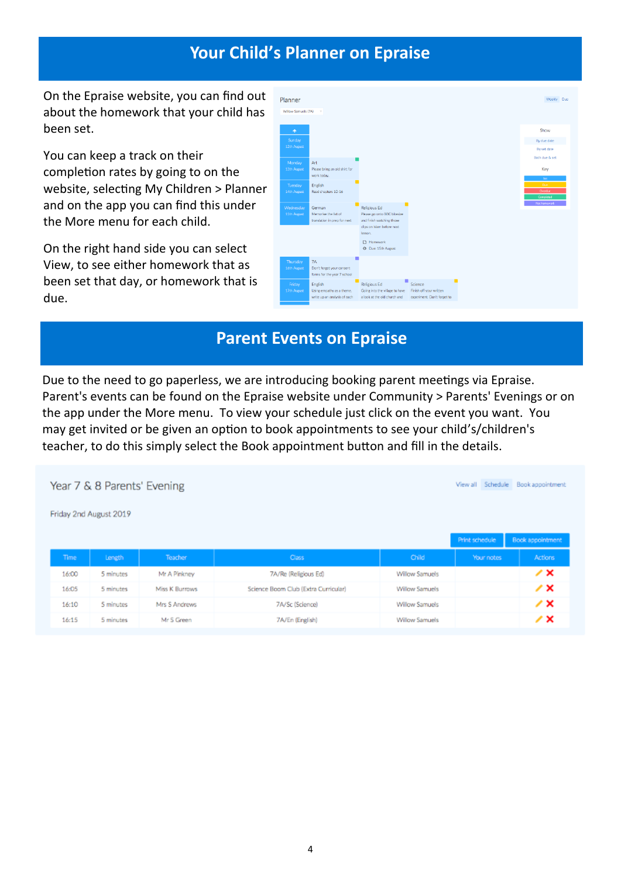## Your Child's Planner on Epraise

On the Epraise website, you can find out about the homework that your child has been set.

You can keep a track on their completion rates by going to on the website, selecting My Children > Planner and on the app you can find this under the More menu for each child.

On the right hand side you can select View, to see either homework that as been set that day, or homework that is due.

## Parent Events on Epraise

Due to the need to go paperless, we are introducing booking parent meetings via Epraise. Parent's events can be found on the Epraise website under Community > Parents' Evenings or on the app under the More menu. To view your schedule just click on the event you want. You may get invited or be given an option to book appointments to see your child's/children's teacher, to do this simply select the Book appointment button and fill in the details.

Year 7 & 8 Parents' Evening

Friday 2nd August 2019

| Time | Length | Teacher | Class | Child | Your notes | Actions |
|---|---|---|---|---|---|---|
| 16:00 | 5 minutes | Mr A Pinkney | 7A/Re (Religious Ed) | Willow Samuels | | |
| 16:05 | 5 minutes | Miss K Burrows | Science Boom Club (Extra Curricular) | Willow Samuels | | |
| 16:10 | 5 minutes | Mrs S Andrews | 7A/Sc (Science) | Willow Samuels | | |
| 16:15 | 5 minutes | Mr S Green | 7A/En (English) | Willow Samuels | | |